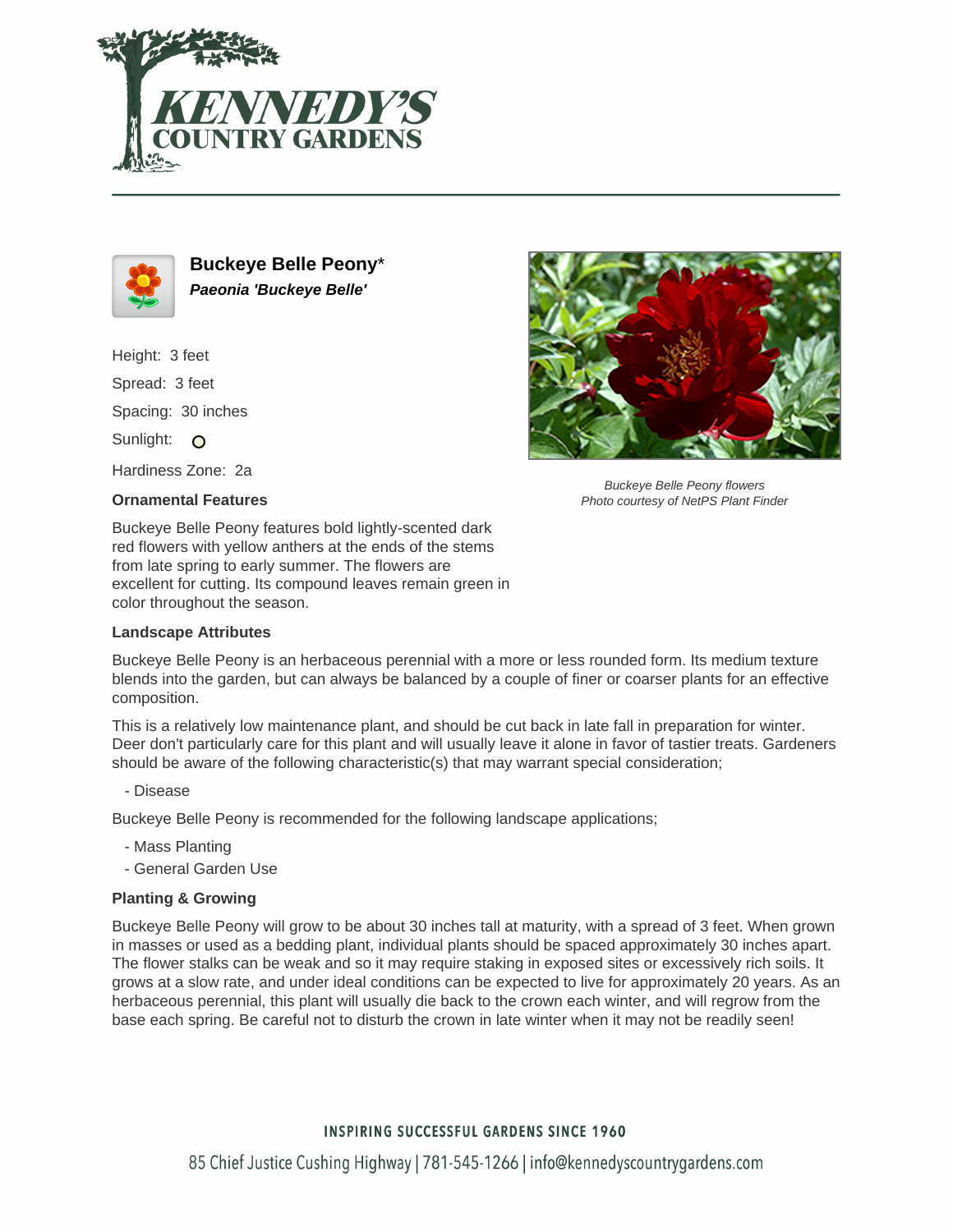# Buckeye Belle Peony*

***Paeonia 'Buckeye Belle'***

Height: 3 feet

Spread: 3 feet

Spacing: 30 inches

Sunlight: ○

Hardiness Zone: 2a

*Buckeye Belle Peony flowers*
*Photo courtesy of NetPS Plant Finder*

### Ornamental Features

Buckeye Belle Peony features bold lightly-scented dark red flowers with yellow anthers at the ends of the stems from late spring to early summer. The flowers are excellent for cutting. Its compound leaves remain green in color throughout the season.

### Landscape Attributes

Buckeye Belle Peony is an herbaceous perennial with a more or less rounded form. Its medium texture blends into the garden, but can always be balanced by a couple of finer or coarser plants for an effective composition.

This is a relatively low maintenance plant, and should be cut back in late fall in preparation for winter. Deer don't particularly care for this plant and will usually leave it alone in favor of tastier treats. Gardeners should be aware of the following characteristic(s) that may warrant special consideration;

- Disease

Buckeye Belle Peony is recommended for the following landscape applications;

- Mass Planting
- General Garden Use

### Planting & Growing

Buckeye Belle Peony will grow to be about 30 inches tall at maturity, with a spread of 3 feet. When grown in masses or used as a bedding plant, individual plants should be spaced approximately 30 inches apart. The flower stalks can be weak and so it may require staking in exposed sites or excessively rich soils. It grows at a slow rate, and under ideal conditions can be expected to live for approximately 20 years. As an herbaceous perennial, this plant will usually die back to the crown each winter, and will regrow from the base each spring. Be careful not to disturb the crown in late winter when it may not be readily seen!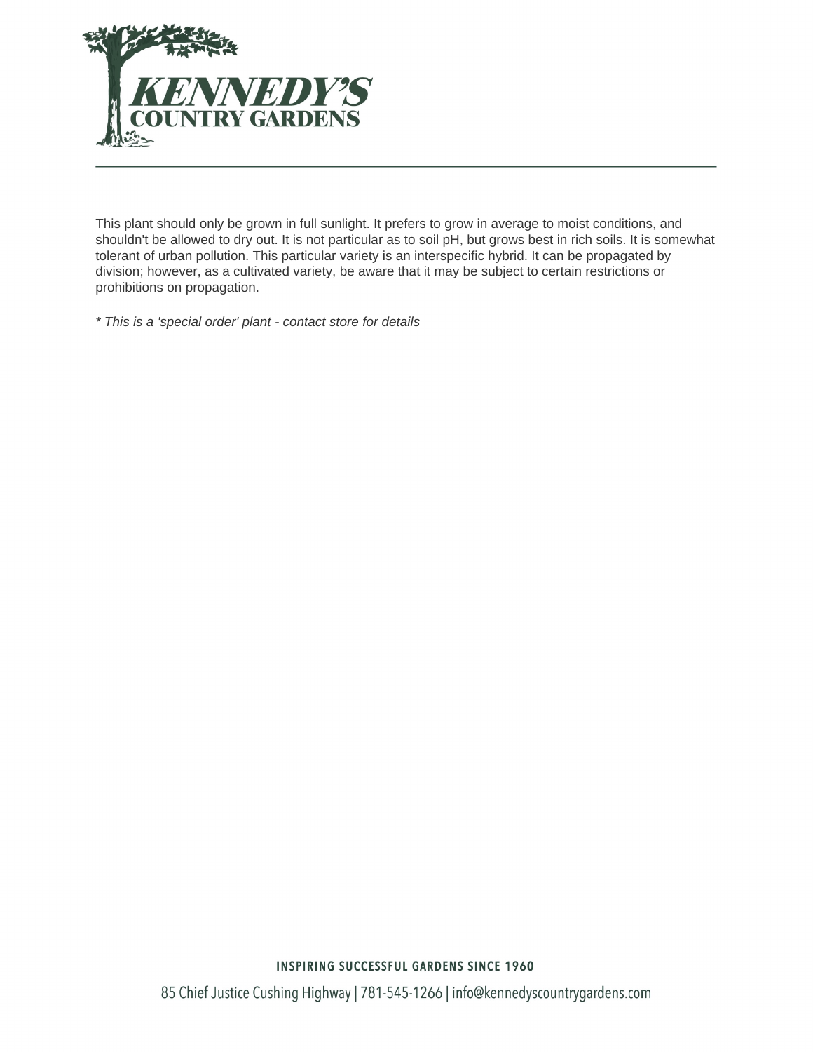This plant should only be grown in full sunlight. It prefers to grow in average to moist conditions, and shouldn't be allowed to dry out. It is not particular as to soil pH, but grows best in rich soils. It is somewhat tolerant of urban pollution. This particular variety is an interspecific hybrid. It can be propagated by division; however, as a cultivated variety, be aware that it may be subject to certain restrictions or prohibitions on propagation.

*\* This is a 'special order' plant - contact store for details*